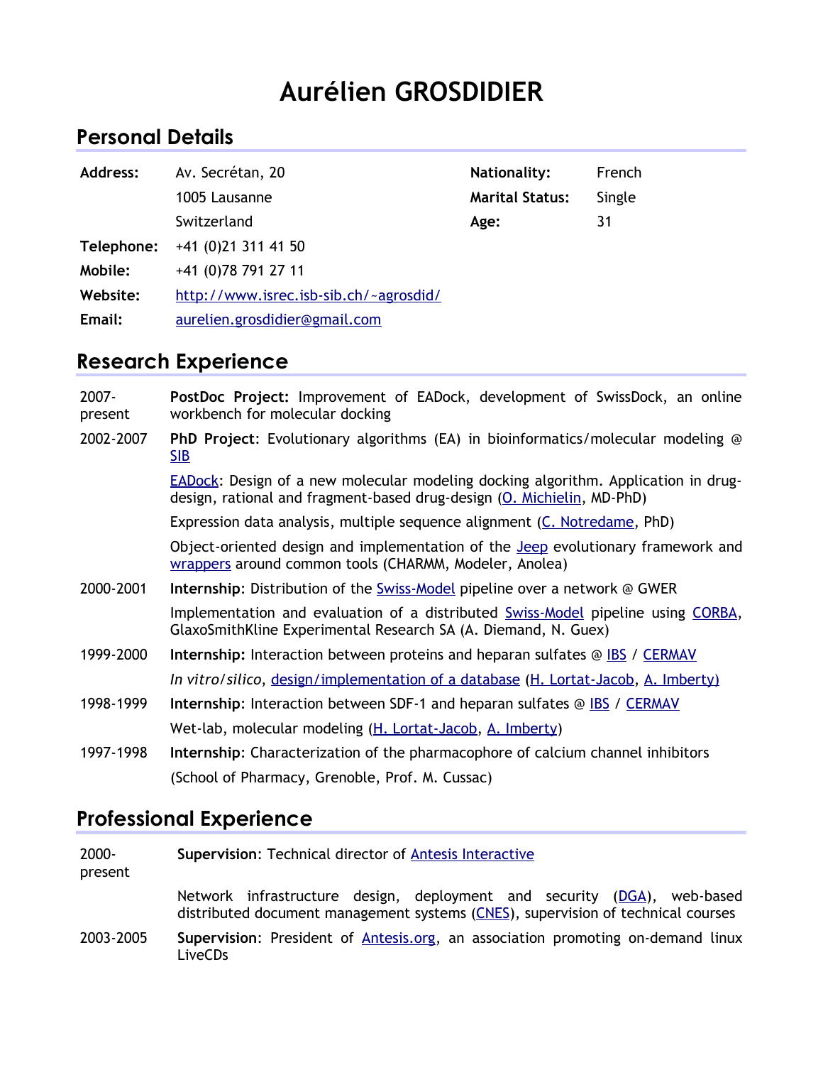# Aurélien GROSDIDIER

## Personal Details

| | | | |
|---|---|---|---|
| **Address:** | Av. Secrétan, 20 | **Nationality:** | French |
| | 1005 Lausanne | **Marital Status:** | Single |
| | Switzerland | **Age:** | 31 |
| **Telephone:** | +41 (0)21 311 41 50 | | |
| **Mobile:** | +41 (0)78 791 27 11 | | |
| **Website:** | http://www.isrec.isb-sib.ch/~agrosdid/ | | |
| **Email:** | aurelien.grosdidier@gmail.com | | |

## Research Experience

2007-present — **PostDoc Project:** Improvement of EADock, development of SwissDock, an online workbench for molecular docking

2002-2007 — **PhD Project**: Evolutionary algorithms (EA) in bioinformatics/molecular modeling @ SIB

EADock: Design of a new molecular modeling docking algorithm. Application in drug-design, rational and fragment-based drug-design (O. Michielin, MD-PhD)

Expression data analysis, multiple sequence alignment (C. Notredame, PhD)

Object-oriented design and implementation of the Jeep evolutionary framework and wrappers around common tools (CHARMM, Modeler, Anolea)

2000-2001 — **Internship**: Distribution of the Swiss-Model pipeline over a network @ GWER

Implementation and evaluation of a distributed Swiss-Model pipeline using CORBA, GlaxoSmithKline Experimental Research SA (A. Diemand, N. Guex)

1999-2000 — **Internship:** Interaction between proteins and heparan sulfates @ IBS / CERMAV

*In vitro/silico*, design/implementation of a database (H. Lortat-Jacob, A. Imberty)

1998-1999 — **Internship**: Interaction between SDF-1 and heparan sulfates @ IBS / CERMAV

Wet-lab, molecular modeling (H. Lortat-Jacob, A. Imberty)

1997-1998 — **Internship**: Characterization of the pharmacophore of calcium channel inhibitors

(School of Pharmacy, Grenoble, Prof. M. Cussac)

## Professional Experience

2000-present — **Supervision**: Technical director of Antesis Interactive

Network infrastructure design, deployment and security (DGA), web-based distributed document management systems (CNES), supervision of technical courses

2003-2005 — **Supervision**: President of Antesis.org, an association promoting on-demand linux LiveCDs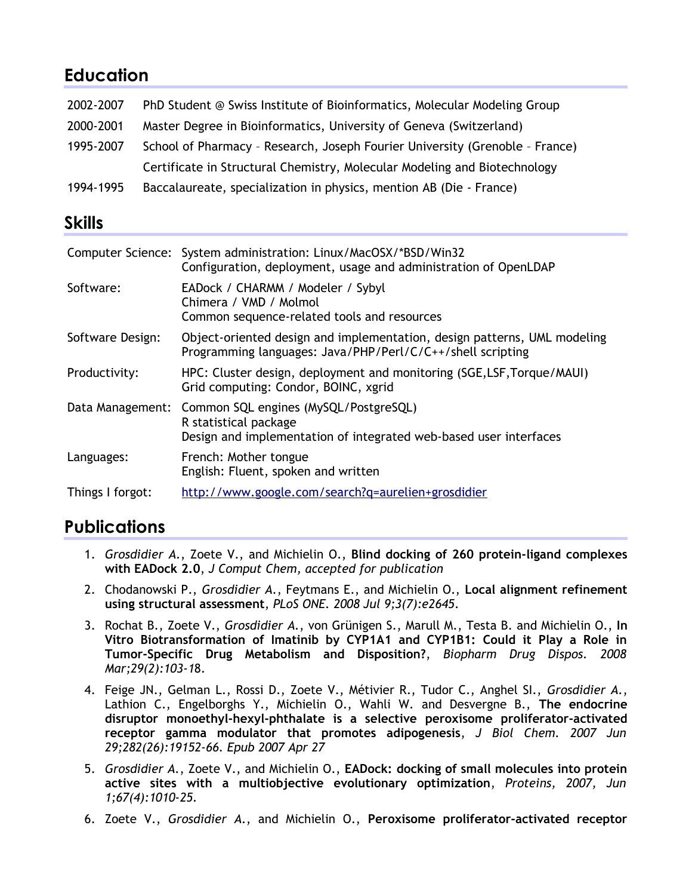## Education

| | |
|---|---|
| 2002-2007 | PhD Student @ Swiss Institute of Bioinformatics, Molecular Modeling Group |
| 2000-2001 | Master Degree in Bioinformatics, University of Geneva (Switzerland) |
| 1995-2007 | School of Pharmacy – Research, Joseph Fourier University (Grenoble – France) |
| | Certificate in Structural Chemistry, Molecular Modeling and Biotechnology |
| 1994-1995 | Baccalaureate, specialization in physics, mention AB (Die - France) |

## Skills

| | |
|---|---|
| Computer Science: | System administration: Linux/MacOSX/*BSD/Win32<br>Configuration, deployment, usage and administration of OpenLDAP |
| Software: | EADock / CHARMM / Modeler / Sybyl<br>Chimera / VMD / Molmol<br>Common sequence-related tools and resources |
| Software Design: | Object-oriented design and implementation, design patterns, UML modeling<br>Programming languages: Java/PHP/Perl/C/C++/shell scripting |
| Productivity: | HPC: Cluster design, deployment and monitoring (SGE,LSF,Torque/MAUI)<br>Grid computing: Condor, BOINC, xgrid |
| Data Management: | Common SQL engines (MySQL/PostgreSQL)<br>R statistical package<br>Design and implementation of integrated web-based user interfaces |
| Languages: | French: Mother tongue<br>English: Fluent, spoken and written |
| Things I forgot: | [http://www.google.com/search?q=aurelien+grosdidier](http://www.google.com/search?q=aurelien+grosdidier) |

## Publications

1. *Grosdidier A.*, Zoete V., and Michielin O., **Blind docking of 260 protein-ligand complexes with EADock 2.0**, *J Comput Chem, accepted for publication*
2. Chodanowski P., *Grosdidier A.*, Feytmans E., and Michielin O., **Local alignment refinement using structural assessment**, *PLoS ONE. 2008 Jul 9;3(7):e2645*.
3. Rochat B., Zoete V., *Grosdidier A.*, von Grünigen S., Marull M., Testa B. and Michielin O., **In Vitro Biotransformation of Imatinib by CYP1A1 and CYP1B1: Could it Play a Role in Tumor-Specific Drug Metabolism and Disposition?**, *Biopharm Drug Dispos. 2008 Mar;29(2):103-18*.
4. Feige JN., Gelman L., Rossi D., Zoete V., Métivier R., Tudor C., Anghel SI., *Grosdidier A.*, Lathion C., Engelborghs Y., Michielin O., Wahli W. and Desvergne B., **The endocrine disruptor monoethyl-hexyl-phthalate is a selective peroxisome proliferator-activated receptor gamma modulator that promotes adipogenesis**, *J Biol Chem. 2007 Jun 29;282(26):19152-66. Epub 2007 Apr 27*
5. *Grosdidier A.*, Zoete V., and Michielin O., **EADock: docking of small molecules into protein active sites with a multiobjective evolutionary optimization**, *Proteins, 2007, Jun 1;67(4):1010-25.*
6. Zoete V., *Grosdidier A.*, and Michielin O., **Peroxisome proliferator-activated receptor**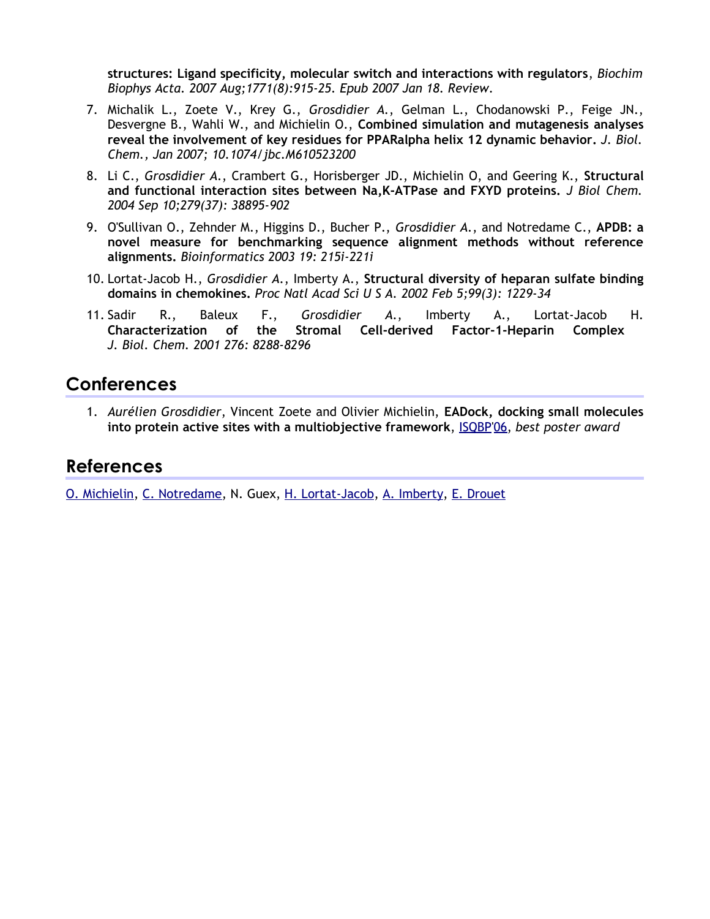**structures: Ligand specificity, molecular switch and interactions with regulators**, *Biochim Biophys Acta. 2007 Aug;1771(8):915-25. Epub 2007 Jan 18. Review.*

7. Michalik L., Zoete V., Krey G., *Grosdidier A.*, Gelman L., Chodanowski P., Feige JN., Desvergne B., Wahli W., and Michielin O., **Combined simulation and mutagenesis analyses reveal the involvement of key residues for PPARalpha helix 12 dynamic behavior.** *J. Biol. Chem., Jan 2007; 10.1074/jbc.M610523200*

8. Li C., *Grosdidier A.*, Crambert G., Horisberger JD., Michielin O, and Geering K., **Structural and functional interaction sites between Na,K-ATPase and FXYD proteins.** *J Biol Chem. 2004 Sep 10;279(37): 38895-902*

9. O'Sullivan O., Zehnder M., Higgins D., Bucher P., *Grosdidier A.*, and Notredame C., **APDB: a novel measure for benchmarking sequence alignment methods without reference alignments.** *Bioinformatics 2003 19: 215i-221i*

10. Lortat-Jacob H., *Grosdidier A.*, Imberty A., **Structural diversity of heparan sulfate binding domains in chemokines.** *Proc Natl Acad Sci U S A. 2002 Feb 5;99(3): 1229-34*

11. Sadir R., Baleux F., *Grosdidier A.*, Imberty A., Lortat-Jacob H. **Characterization of the Stromal Cell-derived Factor-1-Heparin Complex** *J. Biol. Chem. 2001 276: 8288-8296*

## Conferences

1. *Aurélien Grosdidier*, Vincent Zoete and Olivier Michielin, **EADock, docking small molecules into protein active sites with a multiobjective framework**, ISQBP'06, *best poster award*

## References

O. Michielin, C. Notredame, N. Guex, H. Lortat-Jacob, A. Imberty, E. Drouet